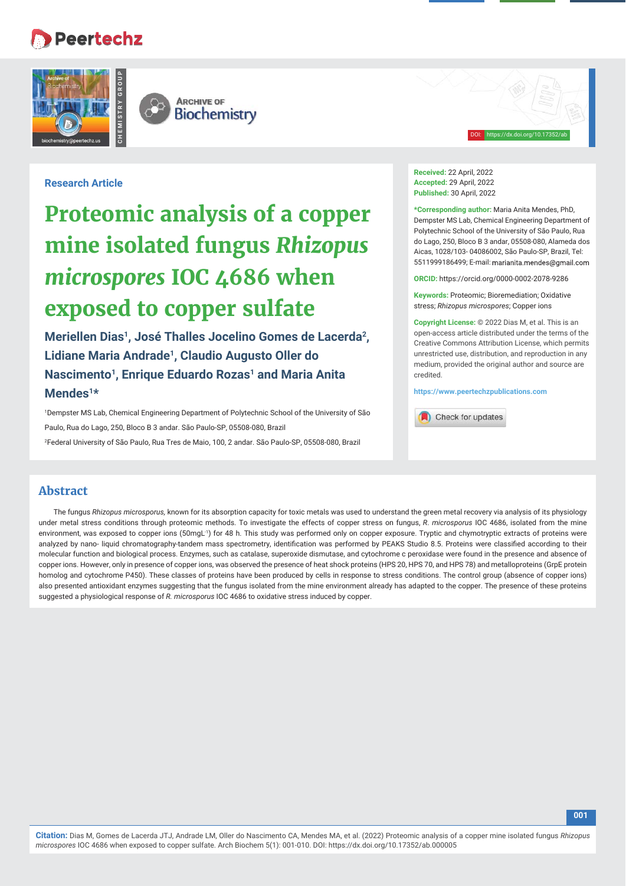Research Article

# Proteomic analysis of a copper mine isolated fungus *Rhizopus microspores* IOC 4686 when exposed to copper sulfate

**Meriellen Dias[1], José Thalles Jocelino Gomes de Lacerda[2], Lidiane Maria Andrade[1], Claudio Augusto Oller do Nascimento[1], Enrique Eduardo Rozas[1] and Maria Anita Mendes[1]***

[1]Dempster MS Lab, Chemical Engineering Department of Polytechnic School of the University of São Paulo, Rua do Lago, 250, Bloco B 3 andar. São Paulo-SP, 05508-080, Brazil

[2]Federal University of São Paulo, Rua Tres de Maio, 100, 2 andar. São Paulo-SP, 05508-080, Brazil

**Received:** 22 April, 2022
**Accepted:** 29 April, 2022
**Published:** 30 April, 2022

***Corresponding author:** Maria Anita Mendes, PhD, Dempster MS Lab, Chemical Engineering Department of Polytechnic School of the University of São Paulo, Rua do Lago, 250, Bloco B 3 andar, 05508-080, Alameda dos Aicas, 1028/103- 04086002, São Paulo-SP, Brazil, Tel: 5511999186499; E-mail: marianita.mendes@gmail.com

**ORCID:** https://orcid.org/0000-0002-2078-9286

**Keywords:** Proteomic; Bioremediation; Oxidative stress; *Rhizopus microspores*; Copper ions

**Copyright License:** © 2022 Dias M, et al. This is an open-access article distributed under the terms of the Creative Commons Attribution License, which permits unrestricted use, distribution, and reproduction in any medium, provided the original author and source are credited.

https://www.peertechzpublications.com

## Abstract

The fungus *Rhizopus microsporus,* known for its absorption capacity for toxic metals was used to understand the green metal recovery via analysis of its physiology under metal stress conditions through proteomic methods. To investigate the effects of copper stress on fungus, *R. microsporus* IOC 4686, isolated from the mine environment, was exposed to copper ions (50mgL$^{-1}$) for 48 h. This study was performed only on copper exposure. Tryptic and chymotryptic extracts of proteins were analyzed by nano- liquid chromatography-tandem mass spectrometry, identification was performed by PEAKS Studio 8.5. Proteins were classified according to their molecular function and biological process. Enzymes, such as catalase, superoxide dismutase, and cytochrome c peroxidase were found in the presence and absence of copper ions. However, only in presence of copper ions, was observed the presence of heat shock proteins (HPS 20, HPS 70, and HPS 78) and metalloproteins (GrpE protein homolog and cytochrome P450). These classes of proteins have been produced by cells in response to stress conditions. The control group (absence of copper ions) also presented antioxidant enzymes suggesting that the fungus isolated from the mine environment already has adapted to the copper. The presence of these proteins suggested a physiological response of *R. microsporus* IOC 4686 to oxidative stress induced by copper.

**Citation:** Dias M, Gomes de Lacerda JTJ, Andrade LM, Oller do Nascimento CA, Mendes MA, et al. (2022) Proteomic analysis of a copper mine isolated fungus *Rhizopus microspores* IOC 4686 when exposed to copper sulfate. Arch Biochem 5(1): 001-010. DOI: https://dx.doi.org/10.17352/ab.000005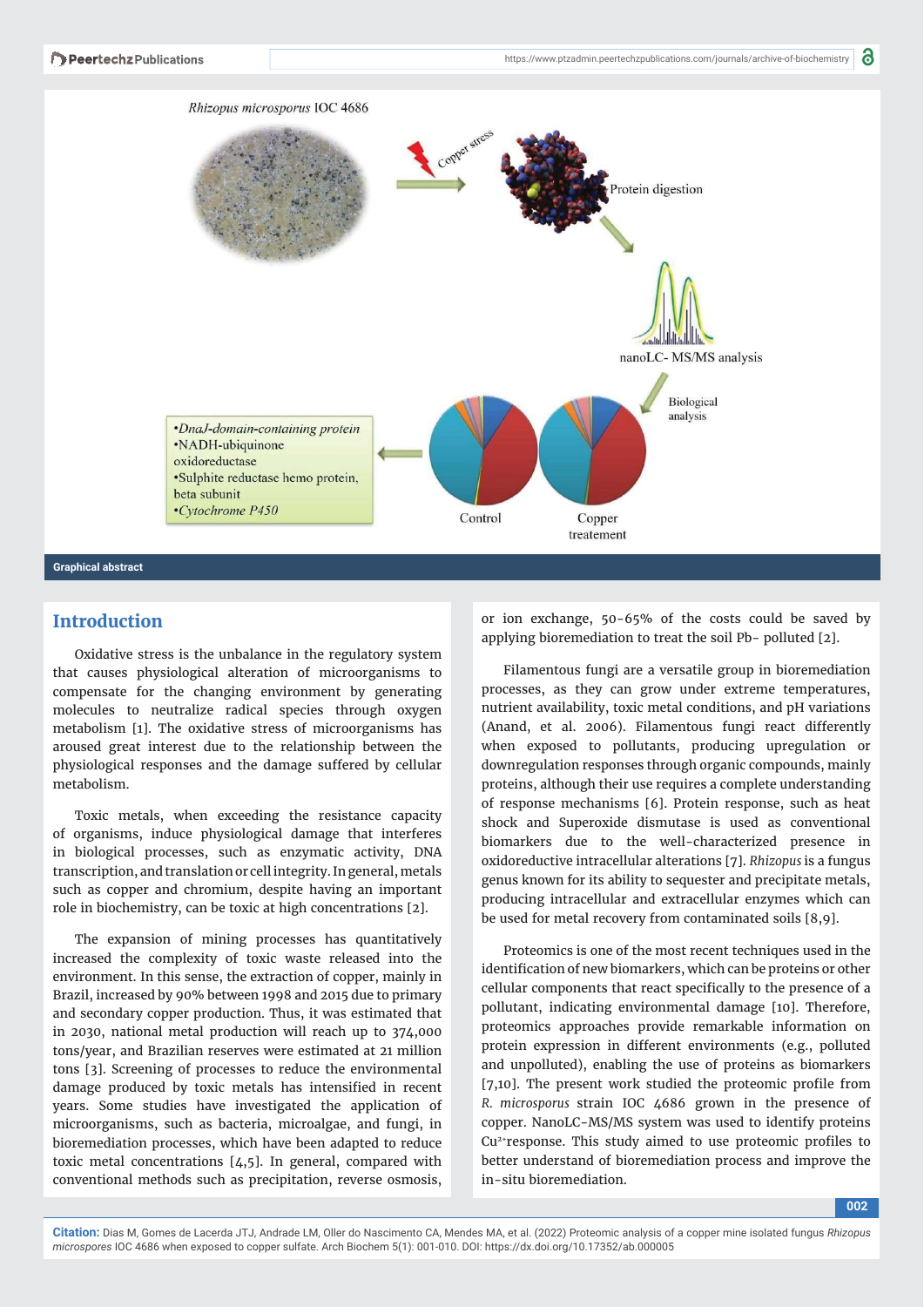Graphical abstract

## Introduction

Oxidative stress is the unbalance in the regulatory system that causes physiological alteration of microorganisms to compensate for the changing environment by generating molecules to neutralize radical species through oxygen metabolism [1]. The oxidative stress of microorganisms has aroused great interest due to the relationship between the physiological responses and the damage suffered by cellular metabolism.

Toxic metals, when exceeding the resistance capacity of organisms, induce physiological damage that interferes in biological processes, such as enzymatic activity, DNA transcription, and translation or cell integrity. In general, metals such as copper and chromium, despite having an important role in biochemistry, can be toxic at high concentrations [2].

The expansion of mining processes has quantitatively increased the complexity of toxic waste released into the environment. In this sense, the extraction of copper, mainly in Brazil, increased by 90% between 1998 and 2015 due to primary and secondary copper production. Thus, it was estimated that in 2030, national metal production will reach up to 374,000 tons/year, and Brazilian reserves were estimated at 21 million tons [3]. Screening of processes to reduce the environmental damage produced by toxic metals has intensified in recent years. Some studies have investigated the application of microorganisms, such as bacteria, microalgae, and fungi, in bioremediation processes, which have been adapted to reduce toxic metal concentrations [4,5]. In general, compared with conventional methods such as precipitation, reverse osmosis, or ion exchange, 50-65% of the costs could be saved by applying bioremediation to treat the soil Pb- polluted [2].

Filamentous fungi are a versatile group in bioremediation processes, as they can grow under extreme temperatures, nutrient availability, toxic metal conditions, and pH variations (Anand, et al. 2006). Filamentous fungi react differently when exposed to pollutants, producing upregulation or downregulation responses through organic compounds, mainly proteins, although their use requires a complete understanding of response mechanisms [6]. Protein response, such as heat shock and Superoxide dismutase is used as conventional biomarkers due to the well-characterized presence in oxidoreductive intracellular alterations [7]. *Rhizopus* is a fungus genus known for its ability to sequester and precipitate metals, producing intracellular and extracellular enzymes which can be used for metal recovery from contaminated soils [8,9].

Proteomics is one of the most recent techniques used in the identification of new biomarkers, which can be proteins or other cellular components that react specifically to the presence of a pollutant, indicating environmental damage [10]. Therefore, proteomics approaches provide remarkable information on protein expression in different environments (e.g., polluted and unpolluted), enabling the use of proteins as biomarkers [7,10]. The present work studied the proteomic profile from *R. microsporus* strain IOC 4686 grown in the presence of copper. NanoLC-MS/MS system was used to identify proteins $Cu^{2+}$response. This study aimed to use proteomic profiles to better understand of bioremediation process and improve the in-situ bioremediation.

**Citation:** Dias M, Gomes de Lacerda JTJ, Andrade LM, Oller do Nascimento CA, Mendes MA, et al. (2022) Proteomic analysis of a copper mine isolated fungus *Rhizopus microspores* IOC 4686 when exposed to copper sulfate. Arch Biochem 5(1): 001-010. DOI: https://dx.doi.org/10.17352/ab.000005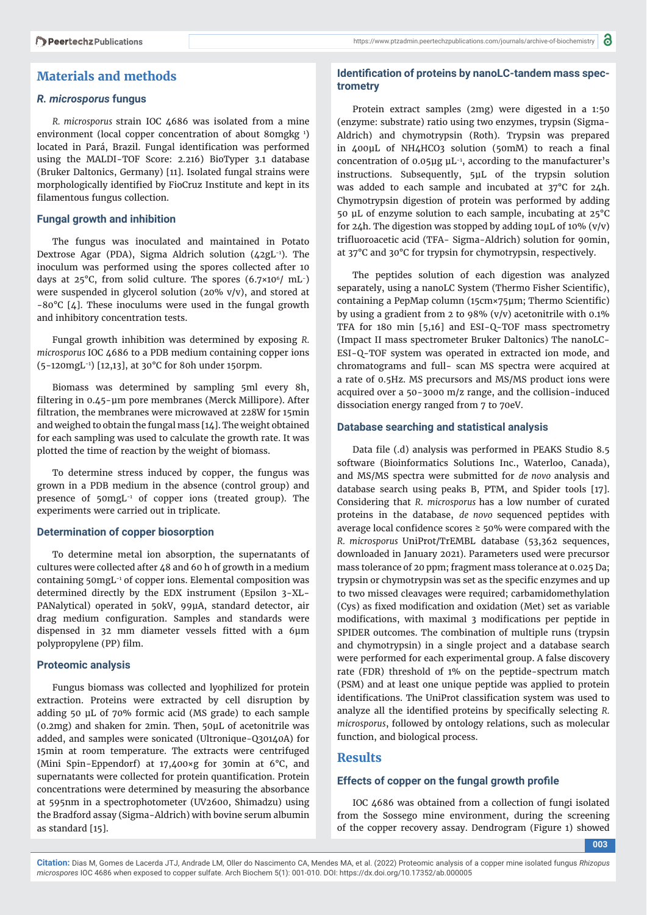## Materials and methods

### *R. microsporus* fungus

*R. microsporus* strain IOC 4686 was isolated from a mine environment (local copper concentration of about 80mgkg $^{-1}$) located in Pará, Brazil. Fungal identification was performed using the MALDI-TOF Score: 2.216) BioTyper 3.1 database (Bruker Daltonics, Germany) [11]. Isolated fungal strains were morphologically identified by FioCruz Institute and kept in its filamentous fungus collection.

### Fungal growth and inhibition

The fungus was inoculated and maintained in Potato Dextrose Agar (PDA), Sigma Aldrich solution (42gL$^{-1}$). The inoculum was performed using the spores collected after 10 days at 25°C, from solid culture. The spores ($6.7 \times 10^6$/ mL$^{-}$) were suspended in glycerol solution (20% v/v), and stored at -80°C [4]. These inoculums were used in the fungal growth and inhibitory concentration tests.

Fungal growth inhibition was determined by exposing *R. microsporus* IOC 4686 to a PDB medium containing copper ions (5-120mgL$^{-1}$) [12,13], at 30°C for 80h under 150rpm.

Biomass was determined by sampling 5ml every 8h, filtering in 0.45-µm pore membranes (Merck Millipore). After filtration, the membranes were microwaved at 228W for 15min and weighed to obtain the fungal mass [14]. The weight obtained for each sampling was used to calculate the growth rate. It was plotted the time of reaction by the weight of biomass.

To determine stress induced by copper, the fungus was grown in a PDB medium in the absence (control group) and presence of 50mgL$^{-1}$ of copper ions (treated group). The experiments were carried out in triplicate.

### Determination of copper biosorption

To determine metal ion absorption, the supernatants of cultures were collected after 48 and 60 h of growth in a medium containing 50mgL$^{-1}$ of copper ions. Elemental composition was determined directly by the EDX instrument (Epsilon 3-XL-PANalytical) operated in 50kV, 99µA, standard detector, air drag medium configuration. Samples and standards were dispensed in 32 mm diameter vessels fitted with a 6µm polypropylene (PP) film.

### Proteomic analysis

Fungus biomass was collected and lyophilized for protein extraction. Proteins were extracted by cell disruption by adding 50 µL of 70% formic acid (MS grade) to each sample (0.2mg) and shaken for 2min. Then, 50µL of acetonitrile was added, and samples were sonicated (Ultronique-Q3014OA) for 15min at room temperature. The extracts were centrifuged (Mini Spin-Eppendorf) at 17,400×g for 30min at 6°C, and supernatants were collected for protein quantification. Protein concentrations were determined by measuring the absorbance at 595nm in a spectrophotometer (UV2600, Shimadzu) using the Bradford assay (Sigma-Aldrich) with bovine serum albumin as standard [15].

### Identification of proteins by nanoLC-tandem mass spectrometry

Protein extract samples (2mg) were digested in a 1:50 (enzyme: substrate) ratio using two enzymes, trypsin (Sigma-Aldrich) and chymotrypsin (Roth). Trypsin was prepared in 400µL of $NH_4HCO_3$ solution (50mM) to reach a final concentration of 0.05µg µL$^{-1}$, according to the manufacturer's instructions. Subsequently, 5µL of the trypsin solution was added to each sample and incubated at 37°C for 24h. Chymotrypsin digestion of protein was performed by adding 50 µL of enzyme solution to each sample, incubating at 25°C for 24h. The digestion was stopped by adding 10µL of 10% (v/v) trifluoroacetic acid (TFA- Sigma-Aldrich) solution for 90min, at 37°C and 30°C for trypsin for chymotrypsin, respectively.

The peptides solution of each digestion was analyzed separately, using a nanoLC System (Thermo Fisher Scientific), containing a PepMap column (15cm×75µm; Thermo Scientific) by using a gradient from 2 to 98% (v/v) acetonitrile with 0.1% TFA for 180 min [5,16] and ESI-Q-TOF mass spectrometry (Impact II mass spectrometer Bruker Daltonics) The nanoLC-ESI-Q-TOF system was operated in extracted ion mode, and chromatograms and full- scan MS spectra were acquired at a rate of 0.5Hz. MS precursors and MS/MS product ions were acquired over a 50-3000 m/z range, and the collision-induced dissociation energy ranged from 7 to 70eV.

### Database searching and statistical analysis

Data file (.d) analysis was performed in PEAKS Studio 8.5 software (Bioinformatics Solutions Inc., Waterloo, Canada), and MS/MS spectra were submitted for *de novo* analysis and database search using peaks B, PTM, and Spider tools [17]. Considering that *R. microsporus* has a low number of curated proteins in the database, *de novo* sequenced peptides with average local confidence scores ≥ 50% were compared with the *R. microsporus* UniProt/TrEMBL database (53,362 sequences, downloaded in January 2021). Parameters used were precursor mass tolerance of 20 ppm; fragment mass tolerance at 0.025 Da; trypsin or chymotrypsin was set as the specific enzymes and up to two missed cleavages were required; carbamidomethylation (Cys) as fixed modification and oxidation (Met) set as variable modifications, with maximal 3 modifications per peptide in SPIDER outcomes. The combination of multiple runs (trypsin and chymotrypsin) in a single project and a database search were performed for each experimental group. A false discovery rate (FDR) threshold of 1% on the peptide-spectrum match (PSM) and at least one unique peptide was applied to protein identifications. The UniProt classification system was used to analyze all the identified proteins by specifically selecting *R. microsporus*, followed by ontology relations, such as molecular function, and biological process.

## Results

### Effects of copper on the fungal growth profile

IOC 4686 was obtained from a collection of fungi isolated from the Sossego mine environment, during the screening of the copper recovery assay. Dendrogram (Figure 1) showed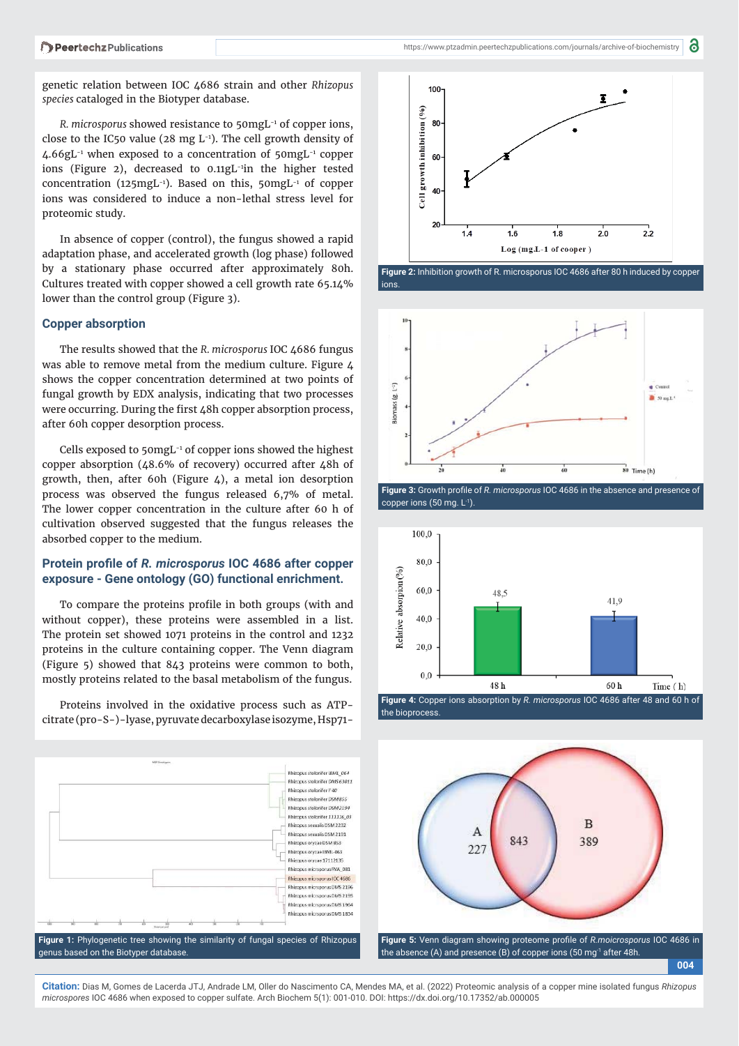genetic relation between IOC 4686 strain and other *Rhizopus species* cataloged in the Biotyper database.

*R. microsporus* showed resistance to 50mgL$^{-1}$ of copper ions, close to the IC50 value (28 mg L$^{-1}$). The cell growth density of 4.66gL$^{-1}$ when exposed to a concentration of 50mgL$^{-1}$ copper ions (Figure 2), decreased to 0.11gL$^{-1}$in the higher tested concentration (125mgL$^{-1}$). Based on this, 50mgL$^{-1}$ of copper ions was considered to induce a non-lethal stress level for proteomic study.

In absence of copper (control), the fungus showed a rapid adaptation phase, and accelerated growth (log phase) followed by a stationary phase occurred after approximately 80h. Cultures treated with copper showed a cell growth rate 65.14% lower than the control group (Figure 3).

### Copper absorption

The results showed that the *R. microsporus* IOC 4686 fungus was able to remove metal from the medium culture. Figure 4 shows the copper concentration determined at two points of fungal growth by EDX analysis, indicating that two processes were occurring. During the first 48h copper absorption process, after 60h copper desorption process.

Cells exposed to 50mgL$^{-1}$ of copper ions showed the highest copper absorption (48.6% of recovery) occurred after 48h of growth, then, after 60h (Figure 4), a metal ion desorption process was observed the fungus released 6,7% of metal. The lower copper concentration in the culture after 60 h of cultivation observed suggested that the fungus releases the absorbed copper to the medium.

### Protein profile of *R. microsporus* IOC 4686 after copper exposure - Gene ontology (GO) functional enrichment.

To compare the proteins profile in both groups (with and without copper), these proteins were assembled in a list. The protein set showed 1071 proteins in the control and 1232 proteins in the culture containing copper. The Venn diagram (Figure 5) showed that 843 proteins were common to both, mostly proteins related to the basal metabolism of the fungus.

Proteins involved in the oxidative process such as ATP-citrate (pro-S-)-lyase, pyruvate decarboxylase isozyme, Hsp71-

**Figure 1:** Phylogenetic tree showing the similarity of fungal species of Rhizopus genus based on the Biotyper database.

**Figure 2:** Inhibition growth of R. microsporus IOC 4686 after 80 h induced by copper ions.

**Figure 3:** Growth profile of *R. microsporus* IOC 4686 in the absence and presence of copper ions (50 mg. L$^{-1}$).

**Figure 4:** Copper ions absorption by *R. microsporus* IOC 4686 after 48 and 60 h of the bioprocess.

**Figure 5:** Venn diagram showing proteome profile of *R.moicrosporus* IOC 4686 in the absence (A) and presence (B) of copper ions (50 mg$^{-1}$ after 48h.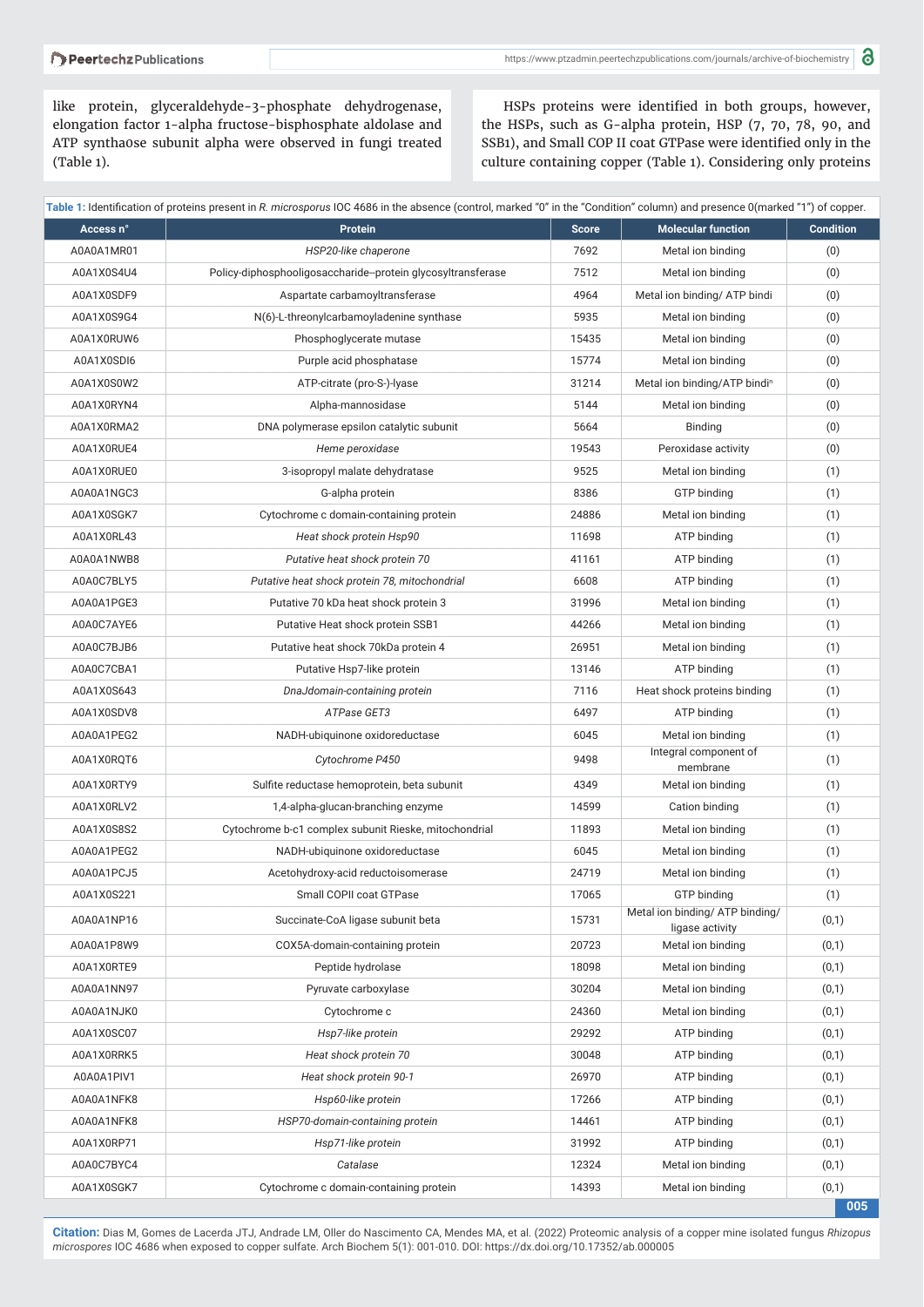like protein, glyceraldehyde-3-phosphate dehydrogenase, elongation factor 1-alpha fructose-bisphosphate aldolase and ATP synthaose subunit alpha were observed in fungi treated (Table 1).

HSPs proteins were identified in both groups, however, the HSPs, such as G-alpha protein, HSP (7, 70, 78, 90, and SSB1), and Small COP II coat GTPase were identified only in the culture containing copper (Table 1). Considering only proteins

**Table 1:** Identification of proteins present in *R. microsporus* IOC 4686 in the absence (control, marked "0" in the "Condition" column) and presence 0(marked "1") of copper.

| Access n° | Protein | Score | Molecular function | Condition |
|---|---|---|---|---|
| A0A0A1MR01 | *HSP20-like chaperone* | 7692 | Metal ion binding | (0) |
| A0A1X0S4U4 | Policy-diphosphooligosaccharide--protein glycosyltransferase | 7512 | Metal ion binding | (0) |
| A0A1X0SDF9 | Aspartate carbamoyltransferase | 4964 | Metal ion binding/ ATP bindi | (0) |
| A0A1X0S9G4 | N(6)-L-threonylcarbamoyladenine synthase | 5935 | Metal ion binding | (0) |
| A0A1X0RUW6 | Phosphoglycerate mutase | 15435 | Metal ion binding | (0) |
| A0A1X0SDI6 | Purple acid phosphatase | 15774 | Metal ion binding | (0) |
| A0A1X0S0W2 | ATP-citrate (pro-S-)-lyase | 31214 | Metal ion binding/ATP bindin | (0) |
| A0A1X0RYN4 | Alpha-mannosidase | 5144 | Metal ion binding | (0) |
| A0A1X0RMA2 | DNA polymerase epsilon catalytic subunit | 5664 | Binding | (0) |
| A0A1X0RUE4 | *Heme peroxidase* | 19543 | Peroxidase activity | (0) |
| A0A1X0RUE0 | 3-isopropyl malate dehydratase | 9525 | Metal ion binding | (1) |
| A0A0A1NGC3 | G-alpha protein | 8386 | GTP binding | (1) |
| A0A1X0SGK7 | Cytochrome c domain-containing protein | 24886 | Metal ion binding | (1) |
| A0A1X0RL43 | *Heat shock protein Hsp90* | 11698 | ATP binding | (1) |
| A0A0A1NWB8 | *Putative heat shock protein 70* | 41161 | ATP binding | (1) |
| A0A0C7BLY5 | *Putative heat shock protein 78, mitochondrial* | 6608 | ATP binding | (1) |
| A0A0A1PGE3 | Putative 70 kDa heat shock protein 3 | 31996 | Metal ion binding | (1) |
| A0A0C7AYE6 | Putative Heat shock protein SSB1 | 44266 | Metal ion binding | (1) |
| A0A0C7BJB6 | Putative heat shock 70kDa protein 4 | 26951 | Metal ion binding | (1) |
| A0A0C7CBA1 | Putative Hsp7-like protein | 13146 | ATP binding | (1) |
| A0A1X0S643 | *DnaJdomain-containing protein* | 7116 | Heat shock proteins binding | (1) |
| A0A1X0SDV8 | *ATPase GET3* | 6497 | ATP binding | (1) |
| A0A0A1PEG2 | NADH-ubiquinone oxidoreductase | 6045 | Metal ion binding | (1) |
| A0A1X0RQT6 | *Cytochrome P450* | 9498 | Integral component of membrane | (1) |
| A0A1X0RTY9 | Sulfite reductase hemoprotein, beta subunit | 4349 | Metal ion binding | (1) |
| A0A1X0RLV2 | 1,4-alpha-glucan-branching enzyme | 14599 | Cation binding | (1) |
| A0A1X0S8S2 | Cytochrome b-c1 complex subunit Rieske, mitochondrial | 11893 | Metal ion binding | (1) |
| A0A0A1PEG2 | NADH-ubiquinone oxidoreductase | 6045 | Metal ion binding | (1) |
| A0A0A1PCJ5 | Acetohydroxy-acid reductoisomerase | 24719 | Metal ion binding | (1) |
| A0A1X0S221 | Small COPII coat GTPase | 17065 | GTP binding | (1) |
| A0A0A1NP16 | Succinate-CoA ligase subunit beta | 15731 | Metal ion binding/ ATP binding/ ligase activity | (0,1) |
| A0A0A1P8W9 | COX5A-domain-containing protein | 20723 | Metal ion binding | (0,1) |
| A0A1X0RTE9 | Peptide hydrolase | 18098 | Metal ion binding | (0,1) |
| A0A0A1NN97 | Pyruvate carboxylase | 30204 | Metal ion binding | (0,1) |
| A0A0A1NJK0 | Cytochrome c | 24360 | Metal ion binding | (0,1) |
| A0A1X0SC07 | *Hsp7-like protein* | 29292 | ATP binding | (0,1) |
| A0A1X0RRK5 | *Heat shock protein 70* | 30048 | ATP binding | (0,1) |
| A0A0A1PIV1 | *Heat shock protein 90-1* | 26970 | ATP binding | (0,1) |
| A0A0A1NFK8 | *Hsp60-like protein* | 17266 | ATP binding | (0,1) |
| A0A0A1NFK8 | *HSP70-domain-containing protein* | 14461 | ATP binding | (0,1) |
| A0A1X0RP71 | *Hsp71-like protein* | 31992 | ATP binding | (0,1) |
| A0A0C7BYC4 | *Catalase* | 12324 | Metal ion binding | (0,1) |
| A0A1X0SGK7 | Cytochrome c domain-containing protein | 14393 | Metal ion binding | (0,1) |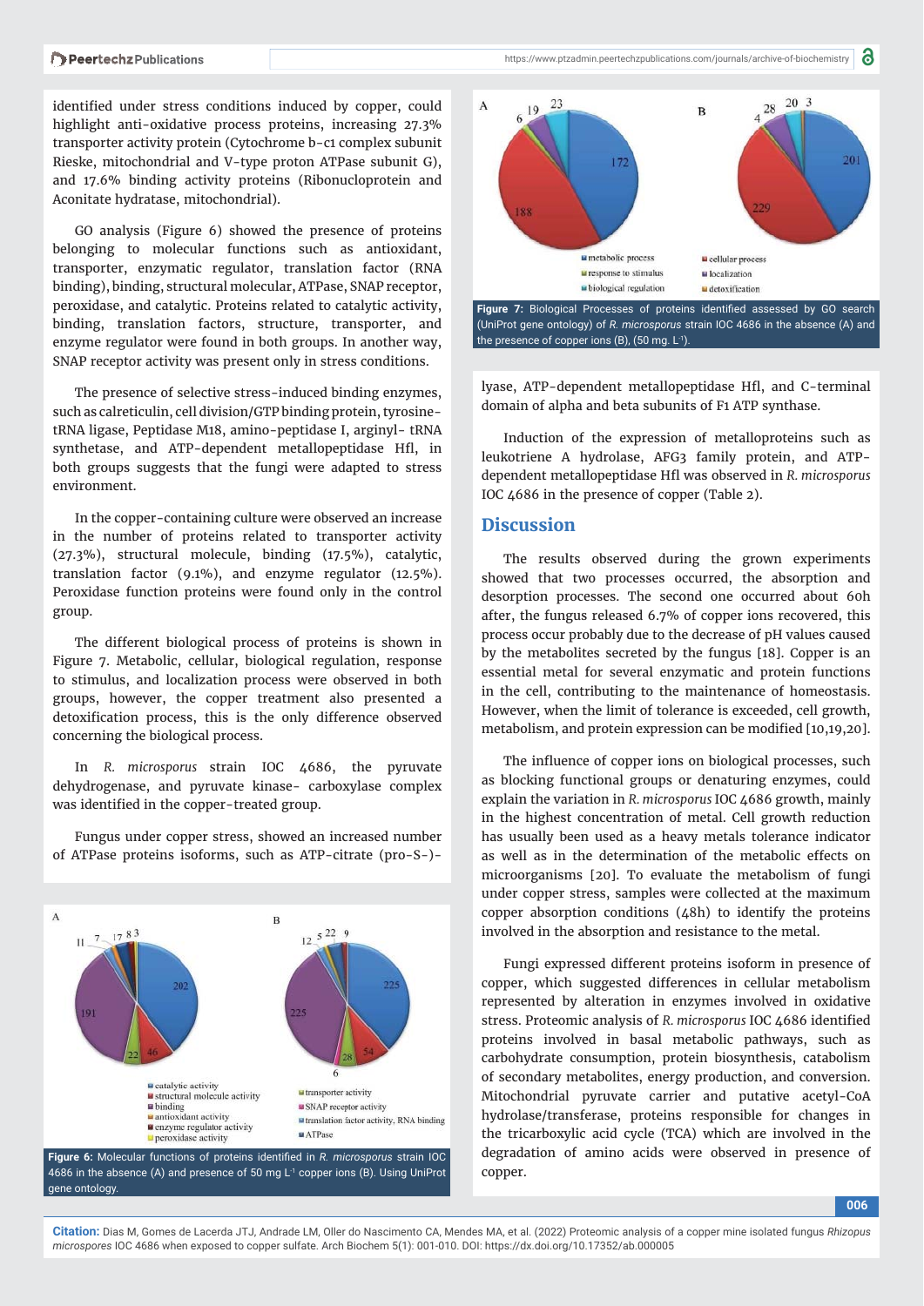identified under stress conditions induced by copper, could highlight anti-oxidative process proteins, increasing 27.3% transporter activity protein (Cytochrome b-c1 complex subunit Rieske, mitochondrial and V-type proton ATPase subunit G), and 17.6% binding activity proteins (Ribonucloprotein and Aconitate hydratase, mitochondrial).

GO analysis (Figure 6) showed the presence of proteins belonging to molecular functions such as antioxidant, transporter, enzymatic regulator, translation factor (RNA binding), binding, structural molecular, ATPase, SNAP receptor, peroxidase, and catalytic. Proteins related to catalytic activity, binding, translation factors, structure, transporter, and enzyme regulator were found in both groups. In another way, SNAP receptor activity was present only in stress conditions.

The presence of selective stress-induced binding enzymes, such as calreticulin, cell division/GTP binding protein, tyrosine-tRNA ligase, Peptidase M18, amino-peptidase I, arginyl- tRNA synthetase, and ATP-dependent metallopeptidase Hfl, in both groups suggests that the fungi were adapted to stress environment.

In the copper-containing culture were observed an increase in the number of proteins related to transporter activity (27.3%), structural molecule, binding (17.5%), catalytic, translation factor (9.1%), and enzyme regulator (12.5%). Peroxidase function proteins were found only in the control group.

The different biological process of proteins is shown in Figure 7. Metabolic, cellular, biological regulation, response to stimulus, and localization process were observed in both groups, however, the copper treatment also presented a detoxification process, this is the only difference observed concerning the biological process.

In *R. microsporus* strain IOC 4686, the pyruvate dehydrogenase, and pyruvate kinase- carboxylase complex was identified in the copper-treated group.

Fungus under copper stress, showed an increased number of ATPase proteins isoforms, such as ATP-citrate (pro-S-)-lyase, ATP-dependent metallopeptidase Hfl, and C-terminal domain of alpha and beta subunits of F1 ATP synthase.

**Figure 6:** Molecular functions of proteins identified in *R. microsporus* strain IOC 4686 in the absence (A) and presence of 50 mg L$^{-1}$ copper ions (B). Using UniProt gene ontology.

**Figure 7:** Biological Processes of proteins identified assessed by GO search (UniProt gene ontology) of *R. microsporus* strain IOC 4686 in the absence (A) and the presence of copper ions (B), (50 mg. L$^{-1}$).

Induction of the expression of metalloproteins such as leukotriene A hydrolase, AFG3 family protein, and ATP-dependent metallopeptidase Hfl was observed in *R. microsporus* IOC 4686 in the presence of copper (Table 2).

## Discussion

The results observed during the grown experiments showed that two processes occurred, the absorption and desorption processes. The second one occurred about 60h after, the fungus released 6.7% of copper ions recovered, this process occur probably due to the decrease of pH values caused by the metabolites secreted by the fungus [18]. Copper is an essential metal for several enzymatic and protein functions in the cell, contributing to the maintenance of homeostasis. However, when the limit of tolerance is exceeded, cell growth, metabolism, and protein expression can be modified [10,19,20].

The influence of copper ions on biological processes, such as blocking functional groups or denaturing enzymes, could explain the variation in *R. microsporus* IOC 4686 growth, mainly in the highest concentration of metal. Cell growth reduction has usually been used as a heavy metals tolerance indicator as well as in the determination of the metabolic effects on microorganisms [20]. To evaluate the metabolism of fungi under copper stress, samples were collected at the maximum copper absorption conditions (48h) to identify the proteins involved in the absorption and resistance to the metal.

Fungi expressed different proteins isoform in presence of copper, which suggested differences in cellular metabolism represented by alteration in enzymes involved in oxidative stress. Proteomic analysis of *R. microsporus* IOC 4686 identified proteins involved in basal metabolic pathways, such as carbohydrate consumption, protein biosynthesis, catabolism of secondary metabolites, energy production, and conversion. Mitochondrial pyruvate carrier and putative acetyl-CoA hydrolase/transferase, proteins responsible for changes in the tricarboxylic acid cycle (TCA) which are involved in the degradation of amino acids were observed in presence of copper.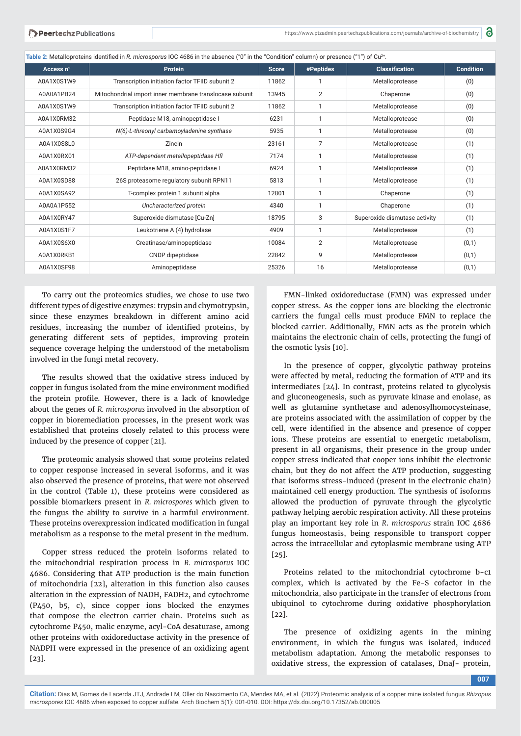**Table 2:** Metalloproteins identified in *R. microsporus* IOC 4686 in the absence ("0" in the "Condition" column) or presence ("1") of $Cu^{2+}$.

| Access n° | Protein | Score | #Peptides | Classification | Condition |
|---|---|---|---|---|---|
| A0A1X0S1W9 | Transcription initiation factor TFIID subunit 2 | 11862 | 1 | Metalloprotease | (0) |
| A0A0A1PB24 | Mitochondrial import inner membrane translocase subunit | 13945 | 2 | Chaperone | (0) |
| A0A1X0S1W9 | Transcription initiation factor TFIID subunit 2 | 11862 | 1 | Metalloprotease | (0) |
| A0A1X0RM32 | Peptidase M18, aminopeptidase I | 6231 | 1 | Metalloprotease | (0) |
| A0A1X0S9G4 | *N(6)-L-threonyl carbamoyladenine synthase* | 5935 | 1 | Metalloprotease | (0) |
| A0A1X0S8L0 | Zincin | 23161 | 7 | Metalloprotease | (1) |
| A0A1X0RX01 | *ATP-dependent metallopeptidase Hfl* | 7174 | 1 | Metalloprotease | (1) |
| A0A1X0RM32 | Peptidase M18, amino-peptidase I | 6924 | 1 | Metalloprotease | (1) |
| A0A1X0SD88 | 26S proteasome regulatory subunit RPN11 | 5813 | 1 | Metalloprotease | (1) |
| A0A1X0SA92 | T-complex protein 1 subunit alpha | 12801 | 1 | Chaperone | (1) |
| A0A0A1P552 | *Uncharacterized protein* | 4340 | 1 | Chaperone | (1) |
| A0A1X0RY47 | Superoxide dismutase [Cu-Zn] | 18795 | 3 | Superoxide dismutase activity | (1) |
| A0A1X0S1F7 | Leukotriene A (4) hydrolase | 4909 | 1 | Metalloprotease | (1) |
| A0A1X0S6X0 | Creatinase/aminopeptidase | 10084 | 2 | Metalloprotease | (0,1) |
| A0A1X0RKB1 | CNDP dipeptidase | 22842 | 9 | Metalloprotease | (0,1) |
| A0A1X0SF98 | Aminopeptidase | 25326 | 16 | Metalloprotease | (0,1) |

To carry out the proteomics studies, we chose to use two different types of digestive enzymes: trypsin and chymotrypsin, since these enzymes breakdown in different amino acid residues, increasing the number of identified proteins, by generating different sets of peptides, improving protein sequence coverage helping the understood of the metabolism involved in the fungi metal recovery.

The results showed that the oxidative stress induced by copper in fungus isolated from the mine environment modified the protein profile. However, there is a lack of knowledge about the genes of *R. microsporus* involved in the absorption of copper in bioremediation processes, in the present work was established that proteins closely related to this process were induced by the presence of copper [21].

The proteomic analysis showed that some proteins related to copper response increased in several isoforms, and it was also observed the presence of proteins, that were not observed in the control (Table 1), these proteins were considered as possible biomarkers present in *R. microspores* which given to the fungus the ability to survive in a harmful environment. These proteins overexpression indicated modification in fungal metabolism as a response to the metal present in the medium.

Copper stress reduced the protein isoforms related to the mitochondrial respiration process in *R. microsporus* IOC 4686. Considering that ATP production is the main function of mitochondria [22], alteration in this function also causes alteration in the expression of NADH, FADH2, and cytochrome (P450, b5, c), since copper ions blocked the enzymes that compose the electron carrier chain. Proteins such as cytochrome P450, malic enzyme, acyl-CoA desaturase, among other proteins with oxidoreductase activity in the presence of NADPH were expressed in the presence of an oxidizing agent [23].

FMN-linked oxidoreductase (FMN) was expressed under copper stress. As the copper ions are blocking the electronic carriers the fungal cells must produce FMN to replace the blocked carrier. Additionally, FMN acts as the protein which maintains the electronic chain of cells, protecting the fungi of the osmotic lysis [10].

In the presence of copper, glycolytic pathway proteins were affected by metal, reducing the formation of ATP and its intermediates [24]. In contrast, proteins related to glycolysis and gluconeogenesis, such as pyruvate kinase and enolase, as well as glutamine synthetase and adenosylhomocysteinase, are proteins associated with the assimilation of copper by the cell, were identified in the absence and presence of copper ions. These proteins are essential to energetic metabolism, present in all organisms, their presence in the group under copper stress indicated that cooper ions inhibit the electronic chain, but they do not affect the ATP production, suggesting that isoforms stress-induced (present in the electronic chain) maintained cell energy production. The synthesis of isoforms allowed the production of pyruvate through the glycolytic pathway helping aerobic respiration activity. All these proteins play an important key role in *R. microsporus* strain IOC 4686 fungus homeostasis, being responsible to transport copper across the intracellular and cytoplasmic membrane using ATP [25].

Proteins related to the mitochondrial cytochrome b-c1 complex, which is activated by the Fe-S cofactor in the mitochondria, also participate in the transfer of electrons from ubiquinol to cytochrome during oxidative phosphorylation [22].

The presence of oxidizing agents in the mining environment, in which the fungus was isolated, induced metabolism adaptation. Among the metabolic responses to oxidative stress, the expression of catalases, DnaJ- protein,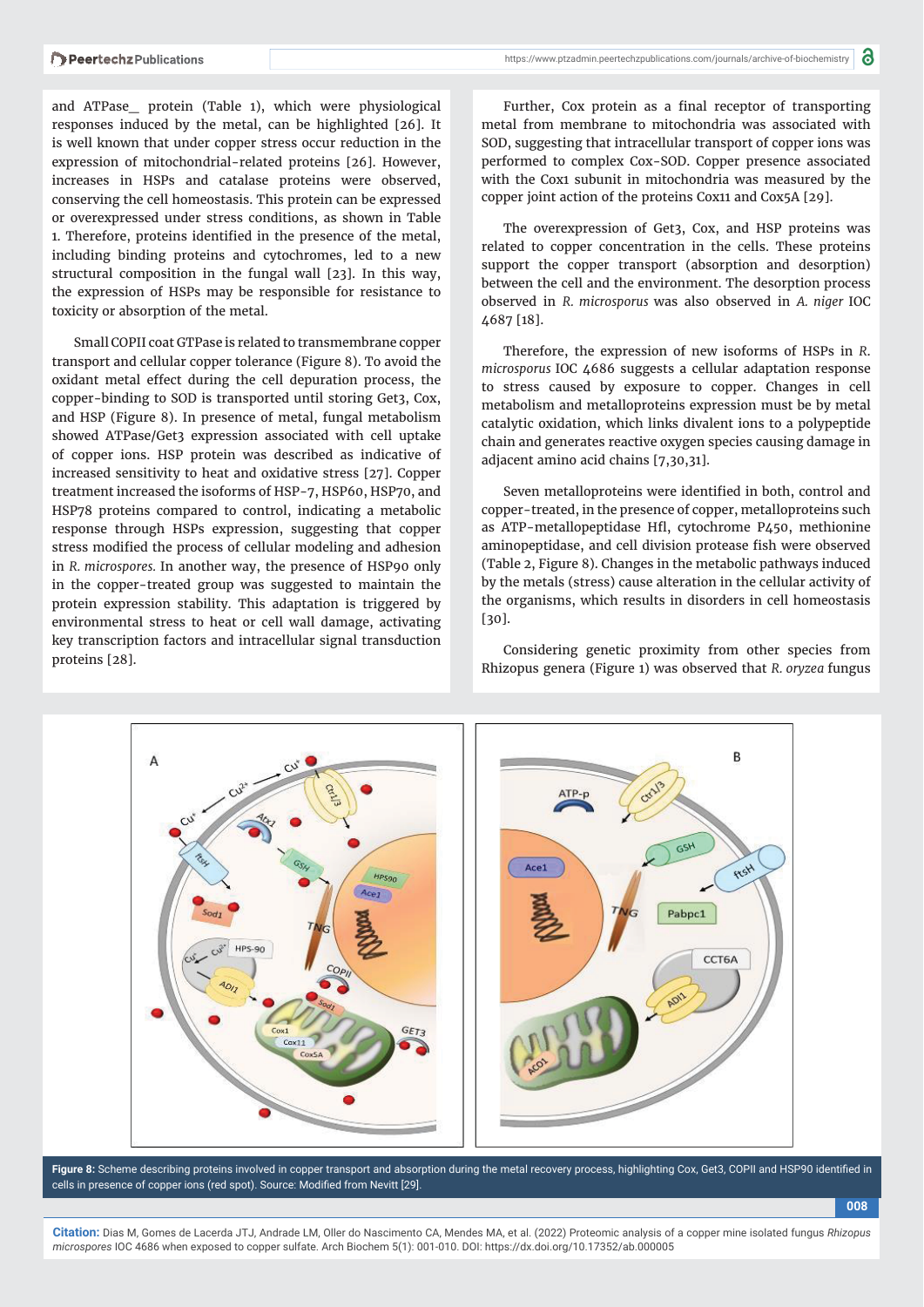and ATPase_ protein (Table 1), which were physiological responses induced by the metal, can be highlighted [26]. It is well known that under copper stress occur reduction in the expression of mitochondrial-related proteins [26]. However, increases in HSPs and catalase proteins were observed, conserving the cell homeostasis. This protein can be expressed or overexpressed under stress conditions, as shown in Table 1. Therefore, proteins identified in the presence of the metal, including binding proteins and cytochromes, led to a new structural composition in the fungal wall [23]. In this way, the expression of HSPs may be responsible for resistance to toxicity or absorption of the metal.

Small COPII coat GTPase is related to transmembrane copper transport and cellular copper tolerance (Figure 8). To avoid the oxidant metal effect during the cell depuration process, the copper-binding to SOD is transported until storing Get3, Cox, and HSP (Figure 8). In presence of metal, fungal metabolism showed ATPase/Get3 expression associated with cell uptake of copper ions. HSP protein was described as indicative of increased sensitivity to heat and oxidative stress [27]. Copper treatment increased the isoforms of HSP-7, HSP60, HSP70, and HSP78 proteins compared to control, indicating a metabolic response through HSPs expression, suggesting that copper stress modified the process of cellular modeling and adhesion in *R. microspores*. In another way, the presence of HSP90 only in the copper-treated group was suggested to maintain the protein expression stability. This adaptation is triggered by environmental stress to heat or cell wall damage, activating key transcription factors and intracellular signal transduction proteins [28].

Further, Cox protein as a final receptor of transporting metal from membrane to mitochondria was associated with SOD, suggesting that intracellular transport of copper ions was performed to complex Cox-SOD. Copper presence associated with the Cox1 subunit in mitochondria was measured by the copper joint action of the proteins Cox11 and Cox5A [29].

The overexpression of Get3, Cox, and HSP proteins was related to copper concentration in the cells. These proteins support the copper transport (absorption and desorption) between the cell and the environment. The desorption process observed in *R. microsporus* was also observed in *A. niger* IOC 4687 [18].

Therefore, the expression of new isoforms of HSPs in *R. microsporus* IOC 4686 suggests a cellular adaptation response to stress caused by exposure to copper. Changes in cell metabolism and metalloproteins expression must be by metal catalytic oxidation, which links divalent ions to a polypeptide chain and generates reactive oxygen species causing damage in adjacent amino acid chains [7,30,31].

Seven metalloproteins were identified in both, control and copper-treated, in the presence of copper, metalloproteins such as ATP-metallopeptidase Hfl, cytochrome P450, methionine aminopeptidase, and cell division protease fish were observed (Table 2, Figure 8). Changes in the metabolic pathways induced by the metals (stress) cause alteration in the cellular activity of the organisms, which results in disorders in cell homeostasis [30].

Considering genetic proximity from other species from Rhizopus genera (Figure 1) was observed that *R. oryzea* fungus

**Figure 8:** Scheme describing proteins involved in copper transport and absorption during the metal recovery process, highlighting Cox, Get3, COPII and HSP90 identified in cells in presence of copper ions (red spot). Source: Modified from Nevitt [29].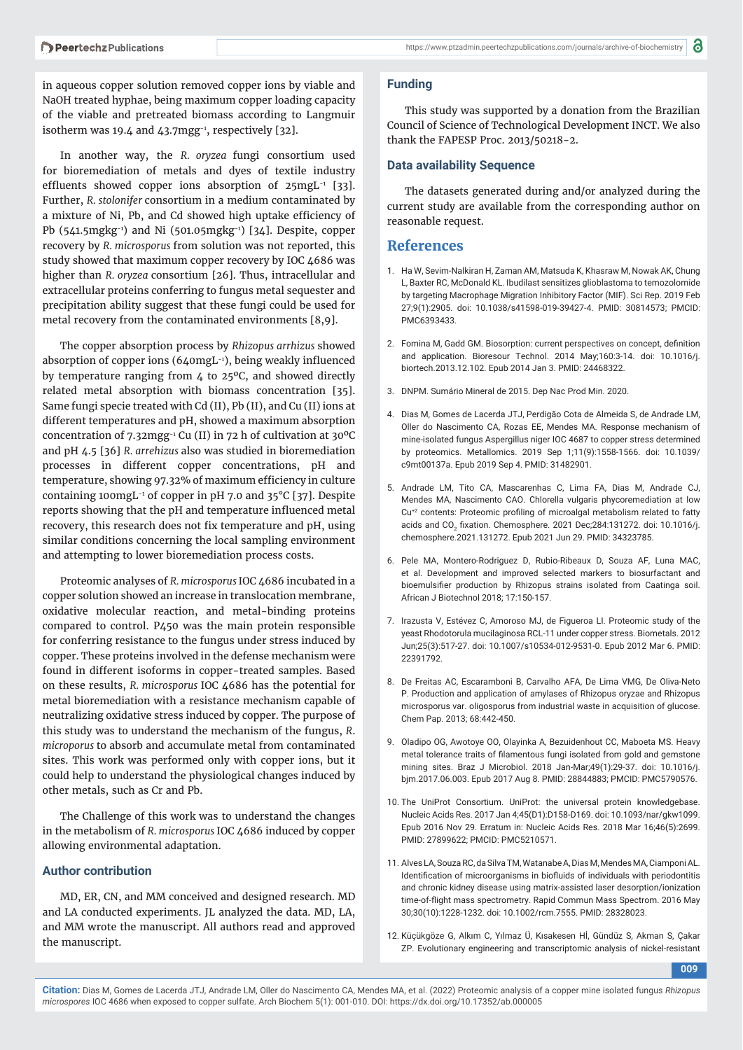in aqueous copper solution removed copper ions by viable and NaOH treated hyphae, being maximum copper loading capacity of the viable and pretreated biomass according to Langmuir isotherm was 19.4 and 43.7mg$g^{-1}$, respectively [32].

In another way, the *R. oryzea* fungi consortium used for bioremediation of metals and dyes of textile industry effluents showed copper ions absorption of 25mg$L^{-1}$ [33]. Further, *R. stolonifer* consortium in a medium contaminated by a mixture of Ni, Pb, and Cd showed high uptake efficiency of Pb (541.5mgk$g^{-1}$) and Ni (501.05mgk$g^{-1}$) [34]. Despite, copper recovery by *R. microsporus* from solution was not reported, this study showed that maximum copper recovery by IOC 4686 was higher than *R. oryzea* consortium [26]. Thus, intracellular and extracellular proteins conferring to fungus metal sequester and precipitation ability suggest that these fungi could be used for metal recovery from the contaminated environments [8,9].

The copper absorption process by *Rhizopus arrhizus* showed absorption of copper ions (640mg$L^{-1}$), being weakly influenced by temperature ranging from 4 to 25ºC, and showed directly related metal absorption with biomass concentration [35]. Same fungi specie treated with Cd (II), Pb (II), and Cu (II) ions at different temperatures and pH, showed a maximum absorption concentration of 7.32mg$g^{-1}$ Cu (II) in 72 h of cultivation at 30ºC and pH 4.5 [36] *R. arrehizus* also was studied in bioremediation processes in different copper concentrations, pH and temperature, showing 97.32% of maximum efficiency in culture containing 100mg$L^{-1}$ of copper in pH 7.0 and 35°C [37]. Despite reports showing that the pH and temperature influenced metal recovery, this research does not fix temperature and pH, using similar conditions concerning the local sampling environment and attempting to lower bioremediation process costs.

Proteomic analyses of *R. microsporus* IOC 4686 incubated in a copper solution showed an increase in translocation membrane, oxidative molecular reaction, and metal-binding proteins compared to control. P450 was the main protein responsible for conferring resistance to the fungus under stress induced by copper. These proteins involved in the defense mechanism were found in different isoforms in copper-treated samples. Based on these results, *R. microsporus* IOC 4686 has the potential for metal bioremediation with a resistance mechanism capable of neutralizing oxidative stress induced by copper. The purpose of this study was to understand the mechanism of the fungus, *R. microporus* to absorb and accumulate metal from contaminated sites. This work was performed only with copper ions, but it could help to understand the physiological changes induced by other metals, such as Cr and Pb.

The Challenge of this work was to understand the changes in the metabolism of *R. microsporus* IOC 4686 induced by copper allowing environmental adaptation.

### Author contribution

MD, ER, CN, and MM conceived and designed research. MD and LA conducted experiments. JL analyzed the data. MD, LA, and MM wrote the manuscript. All authors read and approved the manuscript.

### Funding

This study was supported by a donation from the Brazilian Council of Science of Technological Development INCT. We also thank the FAPESP Proc. 2013/50218-2.

### Data availability Sequence

The datasets generated during and/or analyzed during the current study are available from the corresponding author on reasonable request.

## References

1. Ha W, Sevim-Nalkiran H, Zaman AM, Matsuda K, Khasraw M, Nowak AK, Chung L, Baxter RC, McDonald KL. Ibudilast sensitizes glioblastoma to temozolomide by targeting Macrophage Migration Inhibitory Factor (MIF). Sci Rep. 2019 Feb 27;9(1):2905. doi: 10.1038/s41598-019-39427-4. PMID: 30814573; PMCID: PMC6393433.

2. Fomina M, Gadd GM. Biosorption: current perspectives on concept, definition and application. Bioresour Technol. 2014 May;160:3-14. doi: 10.1016/j.biortech.2013.12.102. Epub 2014 Jan 3. PMID: 24468322.

3. DNPM. Sumário Mineral de 2015. Dep Nac Prod Min. 2020.

4. Dias M, Gomes de Lacerda JTJ, Perdigão Cota de Almeida S, de Andrade LM, Oller do Nascimento CA, Rozas EE, Mendes MA. Response mechanism of mine-isolated fungus Aspergillus niger IOC 4687 to copper stress determined by proteomics. Metallomics. 2019 Sep 1;11(9):1558-1566. doi: 10.1039/c9mt00137a. Epub 2019 Sep 4. PMID: 31482901.

5. Andrade LM, Tito CA, Mascarenhas C, Lima FA, Dias M, Andrade CJ, Mendes MA, Nascimento CAO. Chlorella vulgaris phycoremediation at low $Cu^{+2}$ contents: Proteomic profiling of microalgal metabolism related to fatty acids and $CO_2$ fixation. Chemosphere. 2021 Dec;284:131272. doi: 10.1016/j.chemosphere.2021.131272. Epub 2021 Jun 29. PMID: 34323785.

6. Pele MA, Montero-Rodriguez D, Rubio-Ribeaux D, Souza AF, Luna MAC, et al. Development and improved selected markers to biosurfactant and bioemulsifier production by Rhizopus strains isolated from Caatinga soil. African J Biotechnol 2018; 17:150-157.

7. Irazusta V, Estévez C, Amoroso MJ, de Figueroa LI. Proteomic study of the yeast Rhodotorula mucilaginosa RCL-11 under copper stress. Biometals. 2012 Jun;25(3):517-27. doi: 10.1007/s10534-012-9531-0. Epub 2012 Mar 6. PMID: 22391792.

8. De Freitas AC, Escaramboni B, Carvalho AFA, De Lima VMG, De Oliva-Neto P. Production and application of amylases of Rhizopus oryzae and Rhizopus microsporus var. oligosporus from industrial waste in acquisition of glucose. Chem Pap. 2013; 68:442-450.

9. Oladipo OG, Awotoye OO, Olayinka A, Bezuidenhout CC, Maboeta MS. Heavy metal tolerance traits of filamentous fungi isolated from gold and gemstone mining sites. Braz J Microbiol. 2018 Jan-Mar;49(1):29-37. doi: 10.1016/j.bjm.2017.06.003. Epub 2017 Aug 8. PMID: 28844883; PMCID: PMC5790576.

10. The UniProt Consortium. UniProt: the universal protein knowledgebase. Nucleic Acids Res. 2017 Jan 4;45(D1):D158-D169. doi: 10.1093/nar/gkw1099. Epub 2016 Nov 29. Erratum in: Nucleic Acids Res. 2018 Mar 16;46(5):2699. PMID: 27899622; PMCID: PMC5210571.

11. Alves LA, Souza RC, da Silva TM, Watanabe A, Dias M, Mendes MA, Ciamponi AL. Identification of microorganisms in biofluids of individuals with periodontitis and chronic kidney disease using matrix-assisted laser desorption/ionization time-of-flight mass spectrometry. Rapid Commun Mass Spectrom. 2016 May 30;30(10):1228-1232. doi: 10.1002/rcm.7555. PMID: 28328023.

12. Küçükgöze G, Alkım C, Yılmaz Ü, Kısakesen Hİ, Gündüz S, Akman S, Çakar ZP. Evolutionary engineering and transcriptomic analysis of nickel-resistant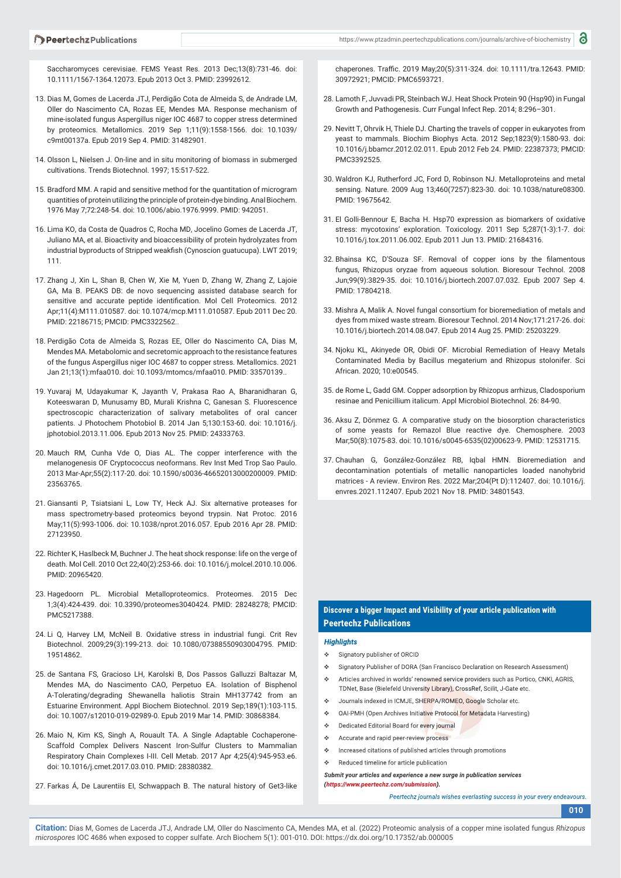Saccharomyces cerevisiae. FEMS Yeast Res. 2013 Dec;13(8):731-46. doi: 10.1111/1567-1364.12073. Epub 2013 Oct 3. PMID: 23992612.

13. Dias M, Gomes de Lacerda JTJ, Perdigão Cota de Almeida S, de Andrade LM, Oller do Nascimento CA, Rozas EE, Mendes MA. Response mechanism of mine-isolated fungus Aspergillus niger IOC 4687 to copper stress determined by proteomics. Metallomics. 2019 Sep 1;11(9):1558-1566. doi: 10.1039/c9mt00137a. Epub 2019 Sep 4. PMID: 31482901.

14. Olsson L, Nielsen J. On-line and in situ monitoring of biomass in submerged cultivations. Trends Biotechnol. 1997; 15:517-522.

15. Bradford MM. A rapid and sensitive method for the quantitation of microgram quantities of protein utilizing the principle of protein-dye binding. Anal Biochem. 1976 May 7;72:248-54. doi: 10.1006/abio.1976.9999. PMID: 942051.

16. Lima KO, da Costa de Quadros C, Rocha MD, Jocelino Gomes de Lacerda JT, Juliano MA, et al. Bioactivity and bioaccessibility of protein hydrolyzates from industrial byproducts of Stripped weakfish (Cynoscion guatucupa). LWT 2019; 111.

17. Zhang J, Xin L, Shan B, Chen W, Xie M, Yuen D, Zhang W, Zhang Z, Lajoie GA, Ma B. PEAKS DB: de novo sequencing assisted database search for sensitive and accurate peptide identification. Mol Cell Proteomics. 2012 Apr;11(4):M111.010587. doi: 10.1074/mcp.M111.010587. Epub 2011 Dec 20. PMID: 22186715; PMCID: PMC3322562..

18. Perdigão Cota de Almeida S, Rozas EE, Oller do Nascimento CA, Dias M, Mendes MA. Metabolomic and secretomic approach to the resistance features of the fungus Aspergillus niger IOC 4687 to copper stress. Metallomics. 2021 Jan 21;13(1):mfaa010. doi: 10.1093/mtomcs/mfaa010. PMID: 33570139..

19. Yuvaraj M, Udayakumar K, Jayanth V, Prakasa Rao A, Bharanidharan G, Koteeswaran D, Munusamy BD, Murali Krishna C, Ganesan S. Fluorescence spectroscopic characterization of salivary metabolites of oral cancer patients. J Photochem Photobiol B. 2014 Jan 5;130:153-60. doi: 10.1016/j.jphotobiol.2013.11.006. Epub 2013 Nov 25. PMID: 24333763.

20. Mauch RM, Cunha Vde O, Dias AL. The copper interference with the melanogenesis OF Cryptococcus neoformans. Rev Inst Med Trop Sao Paulo. 2013 Mar-Apr;55(2):117-20. doi: 10.1590/s0036-46652013000200009. PMID: 23563765.

21. Giansanti P, Tsiatsiani L, Low TY, Heck AJ. Six alternative proteases for mass spectrometry-based proteomics beyond trypsin. Nat Protoc. 2016 May;11(5):993-1006. doi: 10.1038/nprot.2016.057. Epub 2016 Apr 28. PMID: 27123950.

22. Richter K, Haslbeck M, Buchner J. The heat shock response: life on the verge of death. Mol Cell. 2010 Oct 22;40(2):253-66. doi: 10.1016/j.molcel.2010.10.006. PMID: 20965420.

23. Hagedoorn PL. Microbial Metalloproteomics. Proteomes. 2015 Dec 1;3(4):424-439. doi: 10.3390/proteomes3040424. PMID: 28248278; PMCID: PMC5217388.

24. Li Q, Harvey LM, McNeil B. Oxidative stress in industrial fungi. Crit Rev Biotechnol. 2009;29(3):199-213. doi: 10.1080/07388550903004795. PMID: 19514862.

25. de Santana FS, Gracioso LH, Karolski B, Dos Passos Galluzzi Baltazar M, Mendes MA, do Nascimento CAO, Perpetuo EA. Isolation of Bisphenol A-Tolerating/degrading Shewanella haliotis Strain MH137742 from an Estuarine Environment. Appl Biochem Biotechnol. 2019 Sep;189(1):103-115. doi: 10.1007/s12010-019-02989-0. Epub 2019 Mar 14. PMID: 30868384.

26. Maio N, Kim KS, Singh A, Rouault TA. A Single Adaptable Cochaperone-Scaffold Complex Delivers Nascent Iron-Sulfur Clusters to Mammalian Respiratory Chain Complexes I-III. Cell Metab. 2017 Apr 4;25(4):945-953.e6. doi: 10.1016/j.cmet.2017.03.010. PMID: 28380382.

27. Farkas Á, De Laurentiis EI, Schwappach B. The natural history of Get3-like chaperones. Traffic. 2019 May;20(5):311-324. doi: 10.1111/tra.12643. PMID: 30972921; PMCID: PMC6593721.

28. Lamoth F, Juvvadi PR, Steinbach WJ. Heat Shock Protein 90 (Hsp90) in Fungal Growth and Pathogenesis. Curr Fungal Infect Rep. 2014; 8:296–301.

29. Nevitt T, Ohrvik H, Thiele DJ. Charting the travels of copper in eukaryotes from yeast to mammals. Biochim Biophys Acta. 2012 Sep;1823(9):1580-93. doi: 10.1016/j.bbamcr.2012.02.011. Epub 2012 Feb 24. PMID: 22387373; PMCID: PMC3392525.

30. Waldron KJ, Rutherford JC, Ford D, Robinson NJ. Metalloproteins and metal sensing. Nature. 2009 Aug 13;460(7257):823-30. doi: 10.1038/nature08300. PMID: 19675642.

31. El Golli-Bennour E, Bacha H. Hsp70 expression as biomarkers of oxidative stress: mycotoxins' exploration. Toxicology. 2011 Sep 5;287(1-3):1-7. doi: 10.1016/j.tox.2011.06.002. Epub 2011 Jun 13. PMID: 21684316.

32. Bhainsa KC, D'Souza SF. Removal of copper ions by the filamentous fungus, Rhizopus oryzae from aqueous solution. Bioresour Technol. 2008 Jun;99(9):3829-35. doi: 10.1016/j.biortech.2007.07.032. Epub 2007 Sep 4. PMID: 17804218.

33. Mishra A, Malik A. Novel fungal consortium for bioremediation of metals and dyes from mixed waste stream. Bioresour Technol. 2014 Nov;171:217-26. doi: 10.1016/j.biortech.2014.08.047. Epub 2014 Aug 25. PMID: 25203229.

34. Njoku KL, Akinyede OR, Obidi OF. Microbial Remediation of Heavy Metals Contaminated Media by Bacillus megaterium and Rhizopus stolonifer. Sci African. 2020; 10:e00545.

35. de Rome L, Gadd GM. Copper adsorption by Rhizopus arrhizus, Cladosporium resinae and Penicillium italicum. Appl Microbiol Biotechnol. 26: 84-90.

36. Aksu Z, Dönmez G. A comparative study on the biosorption characteristics of some yeasts for Remazol Blue reactive dye. Chemosphere. 2003 Mar;50(8):1075-83. doi: 10.1016/s0045-6535(02)00623-9. PMID: 12531715.

37. Chauhan G, González-González RB, Iqbal HMN. Bioremediation and decontamination potentials of metallic nanoparticles loaded nanohybrid matrices - A review. Environ Res. 2022 Mar;204(Pt D):112407. doi: 10.1016/j.envres.2021.112407. Epub 2021 Nov 18. PMID: 34801543.

**Discover a bigger Impact and Visibility of your article publication with Peertechz Publications**

***Highlights***

- Signatory publisher of ORCID
- Signatory Publisher of DORA (San Francisco Declaration on Research Assessment)
- Articles archived in worlds' renowned service providers such as Portico, CNKI, AGRIS, TDNet, Base (Bielefeld University Library), CrossRef, Scilit, J-Gate etc.
- Journals indexed in ICMJE, SHERPA/ROMEO, Google Scholar etc.
- OAI-PMH (Open Archives Initiative Protocol for Metadata Harvesting)
- Dedicated Editorial Board for every journal
- Accurate and rapid peer-review process
- Increased citations of published articles through promotions
- Reduced timeline for article publication

***Submit your articles and experience a new surge in publication services (https://www.peertechz.com/submission).***

*Peertechz journals wishes everlasting success in your every endeavours.*

**Citation:** Dias M, Gomes de Lacerda JTJ, Andrade LM, Oller do Nascimento CA, Mendes MA, et al. (2022) Proteomic analysis of a copper mine isolated fungus *Rhizopus microspores* IOC 4686 when exposed to copper sulfate. Arch Biochem 5(1): 001-010. DOI: https://dx.doi.org/10.17352/ab.000005